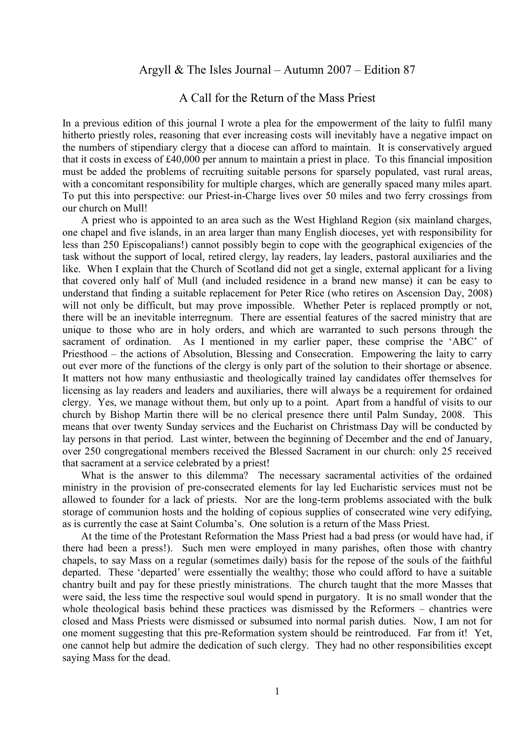Argyll & The Isles Journal – Autumn 2007 – Edition 87

# A Call for the Return of the Mass Priest

In a previous edition of this journal I wrote a plea for the empowerment of the laity to fulfil many hitherto priestly roles, reasoning that ever increasing costs will inevitably have a negative impact on the numbers of stipendiary clergy that a diocese can afford to maintain. It is conservatively argued that it costs in excess of £40,000 per annum to maintain a priest in place. To this financial imposition must be added the problems of recruiting suitable persons for sparsely populated, vast rural areas, with a concomitant responsibility for multiple charges, which are generally spaced many miles apart. To put this into perspective: our Priest-in-Charge lives over 50 miles and two ferry crossings from our church on Mull!

A priest who is appointed to an area such as the West Highland Region (six mainland charges, one chapel and five islands, in an area larger than many English dioceses, yet with responsibility for less than 250 Episcopalians!) cannot possibly begin to cope with the geographical exigencies of the task without the support of local, retired clergy, lay readers, lay leaders, pastoral auxiliaries and the like. When I explain that the Church of Scotland did not get a single, external applicant for a living that covered only half of Mull (and included residence in a brand new manse) it can be easy to understand that finding a suitable replacement for Peter Rice (who retires on Ascension Day, 2008) will not only be difficult, but may prove impossible. Whether Peter is replaced promptly or not, there will be an inevitable interregnum. There are essential features of the sacred ministry that are unique to those who are in holy orders, and which are warranted to such persons through the sacrament of ordination. As I mentioned in my earlier paper, these comprise the 'ABC' of Priesthood – the actions of Absolution, Blessing and Consecration. Empowering the laity to carry out ever more of the functions of the clergy is only part of the solution to their shortage or absence. It matters not how many enthusiastic and theologically trained lay candidates offer themselves for licensing as lay readers and leaders and auxiliaries, there will always be a requirement for ordained clergy. Yes, we manage without them, but only up to a point. Apart from a handful of visits to our church by Bishop Martin there will be no clerical presence there until Palm Sunday, 2008. This means that over twenty Sunday services and the Eucharist on Christmass Day will be conducted by lay persons in that period. Last winter, between the beginning of December and the end of January, over 250 congregational members received the Blessed Sacrament in our church: only 25 received that sacrament at a service celebrated by a priest!

What is the answer to this dilemma? The necessary sacramental activities of the ordained ministry in the provision of pre-consecrated elements for lay led Eucharistic services must not be allowed to founder for a lack of priests. Nor are the long-term problems associated with the bulk storage of communion hosts and the holding of copious supplies of consecrated wine very edifying, as is currently the case at Saint Columba's. One solution is a return of the Mass Priest.

At the time of the Protestant Reformation the Mass Priest had a bad press (or would have had, if there had been a press!). Such men were employed in many parishes, often those with chantry chapels, to say Mass on a regular (sometimes daily) basis for the repose of the souls of the faithful departed. These 'departed' were essentially the wealthy; those who could afford to have a suitable chantry built and pay for these priestly ministrations. The church taught that the more Masses that were said, the less time the respective soul would spend in purgatory. It is no small wonder that the whole theological basis behind these practices was dismissed by the Reformers – chantries were closed and Mass Priests were dismissed or subsumed into normal parish duties. Now, I am not for one moment suggesting that this pre-Reformation system should be reintroduced. Far from it! Yet, one cannot help but admire the dedication of such clergy. They had no other responsibilities except saying Mass for the dead.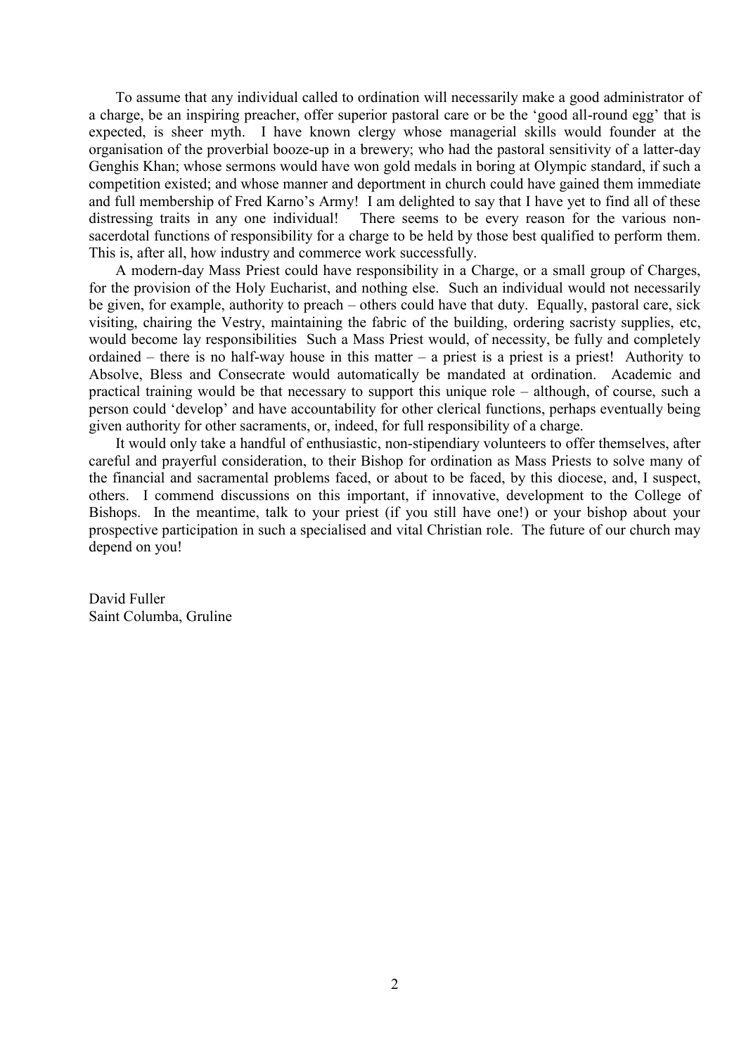To assume that any individual called to ordination will necessarily make a good administrator of a charge, be an inspiring preacher, offer superior pastoral care or be the 'good all-round egg' that is expected, is sheer myth. I have known clergy whose managerial skills would founder at the organisation of the proverbial booze-up in a brewery; who had the pastoral sensitivity of a latter-day Genghis Khan; whose sermons would have won gold medals in boring at Olympic standard, if such a competition existed; and whose manner and deportment in church could have gained them immediate and full membership of Fred Karno's Army! I am delighted to say that I have yet to find all of these distressing traits in any one individual! There seems to be every reason for the various non-sacerdotal functions of responsibility for a charge to be held by those best qualified to perform them. This is, after all, how industry and commerce work successfully.

A modern-day Mass Priest could have responsibility in a Charge, or a small group of Charges, for the provision of the Holy Eucharist, and nothing else. Such an individual would not necessarily be given, for example, authority to preach – others could have that duty. Equally, pastoral care, sick visiting, chairing the Vestry, maintaining the fabric of the building, ordering sacristy supplies, etc, would become lay responsibilities Such a Mass Priest would, of necessity, be fully and completely ordained – there is no half-way house in this matter – a priest is a priest is a priest! Authority to Absolve, Bless and Consecrate would automatically be mandated at ordination. Academic and practical training would be that necessary to support this unique role – although, of course, such a person could 'develop' and have accountability for other clerical functions, perhaps eventually being given authority for other sacraments, or, indeed, for full responsibility of a charge.

It would only take a handful of enthusiastic, non-stipendiary volunteers to offer themselves, after careful and prayerful consideration, to their Bishop for ordination as Mass Priests to solve many of the financial and sacramental problems faced, or about to be faced, by this diocese, and, I suspect, others. I commend discussions on this important, if innovative, development to the College of Bishops. In the meantime, talk to your priest (if you still have one!) or your bishop about your prospective participation in such a specialised and vital Christian role. The future of our church may depend on you!

David Fuller
Saint Columba, Gruline